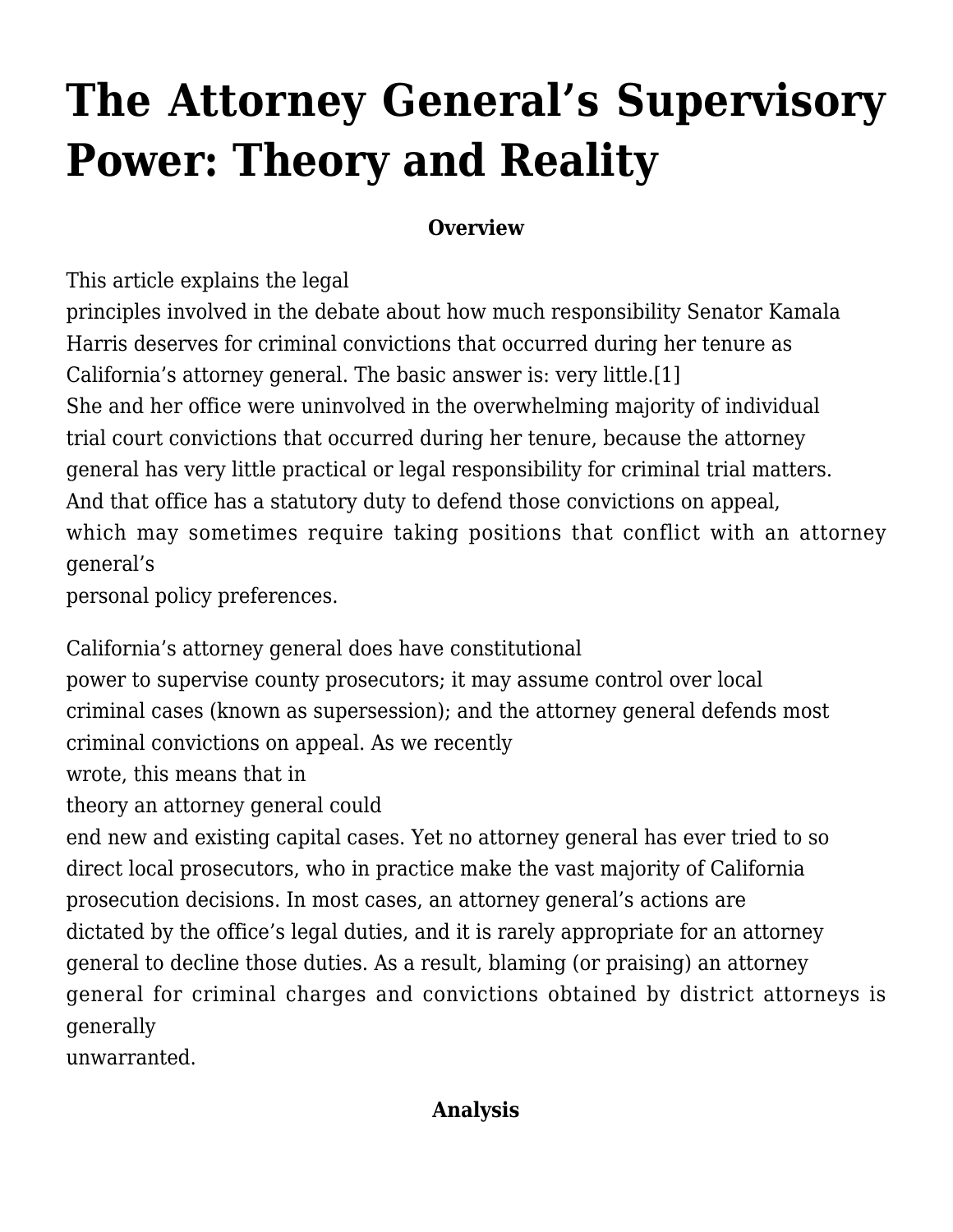# The Attorney General's Supervisory Power: Theory and Reality

**Overview**

This article explains the legal principles involved in the debate about how much responsibility Senator Kamala Harris deserves for criminal convictions that occurred during her tenure as California's attorney general. The basic answer is: very little.[1] She and her office were uninvolved in the overwhelming majority of individual trial court convictions that occurred during her tenure, because the attorney general has very little practical or legal responsibility for criminal trial matters. And that office has a statutory duty to defend those convictions on appeal, which may sometimes require taking positions that conflict with an attorney general's personal policy preferences.

California's attorney general does have constitutional power to supervise county prosecutors; it may assume control over local criminal cases (known as supersession); and the attorney general defends most criminal convictions on appeal. As we recently wrote, this means that in theory an attorney general could end new and existing capital cases. Yet no attorney general has ever tried to so direct local prosecutors, who in practice make the vast majority of California prosecution decisions. In most cases, an attorney general's actions are dictated by the office's legal duties, and it is rarely appropriate for an attorney general to decline those duties. As a result, blaming (or praising) an attorney general for criminal charges and convictions obtained by district attorneys is generally unwarranted.

**Analysis**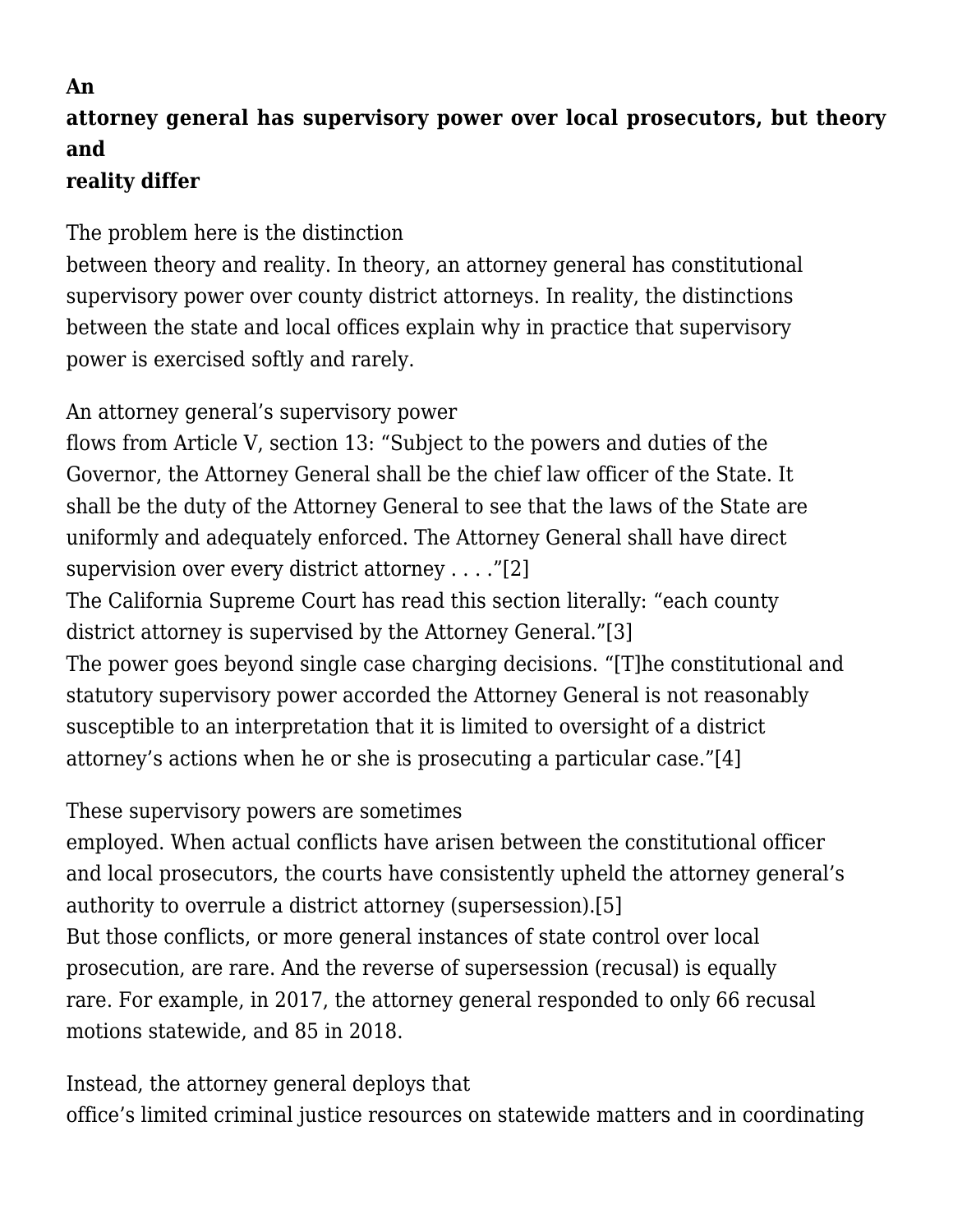**An attorney general has supervisory power over local prosecutors, but theory and reality differ**

The problem here is the distinction between theory and reality. In theory, an attorney general has constitutional supervisory power over county district attorneys. In reality, the distinctions between the state and local offices explain why in practice that supervisory power is exercised softly and rarely.

An attorney general's supervisory power flows from Article V, section 13: "Subject to the powers and duties of the Governor, the Attorney General shall be the chief law officer of the State. It shall be the duty of the Attorney General to see that the laws of the State are uniformly and adequately enforced. The Attorney General shall have direct supervision over every district attorney . . . ."[2] The California Supreme Court has read this section literally: "each county district attorney is supervised by the Attorney General."[3] The power goes beyond single case charging decisions. "[T]he constitutional and statutory supervisory power accorded the Attorney General is not reasonably susceptible to an interpretation that it is limited to oversight of a district attorney's actions when he or she is prosecuting a particular case."[4]

These supervisory powers are sometimes employed. When actual conflicts have arisen between the constitutional officer and local prosecutors, the courts have consistently upheld the attorney general's authority to overrule a district attorney (supersession).[5] But those conflicts, or more general instances of state control over local prosecution, are rare. And the reverse of supersession (recusal) is equally rare. For example, in 2017, the attorney general responded to only 66 recusal motions statewide, and 85 in 2018.

Instead, the attorney general deploys that office's limited criminal justice resources on statewide matters and in coordinating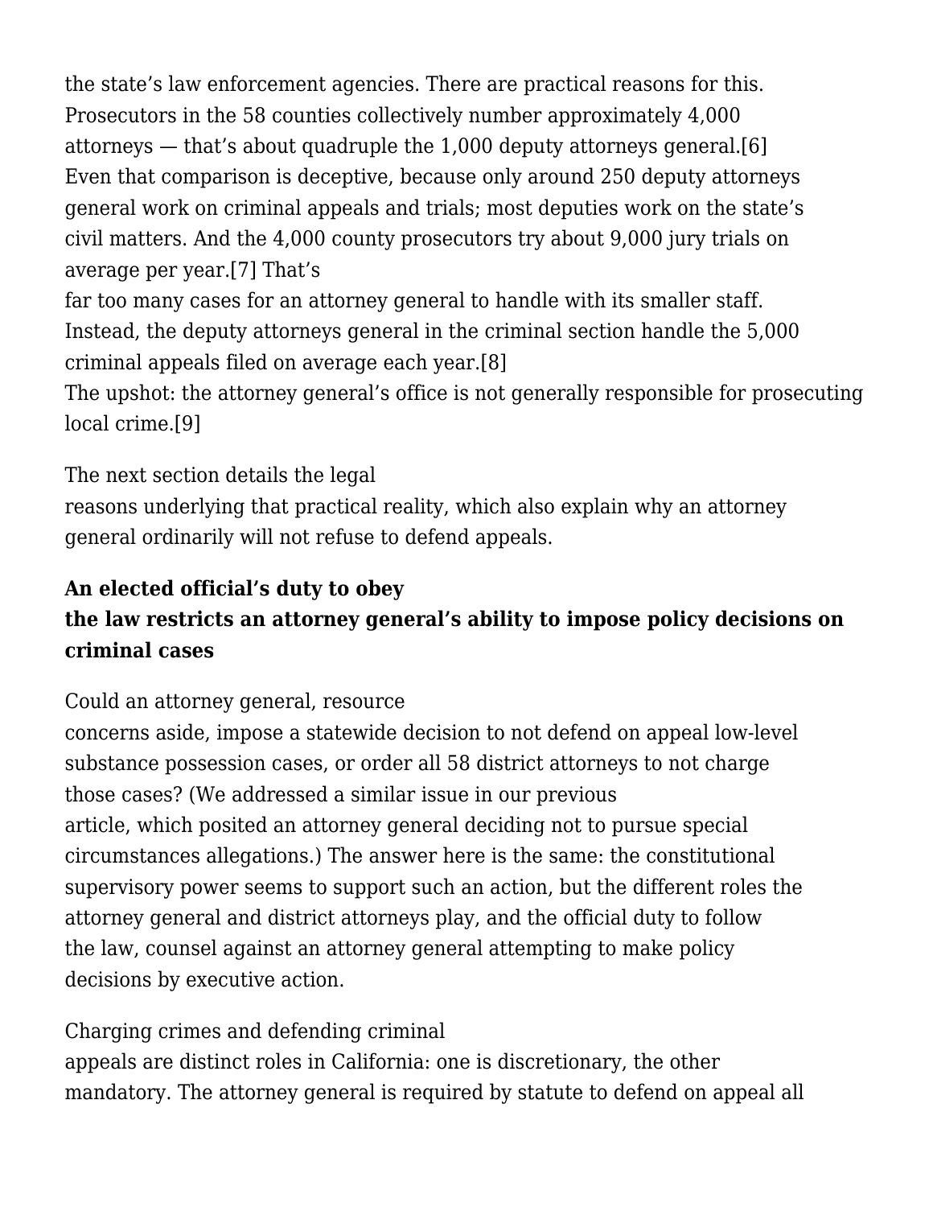the state's law enforcement agencies. There are practical reasons for this. Prosecutors in the 58 counties collectively number approximately 4,000 attorneys — that's about quadruple the 1,000 deputy attorneys general.[6] Even that comparison is deceptive, because only around 250 deputy attorneys general work on criminal appeals and trials; most deputies work on the state's civil matters. And the 4,000 county prosecutors try about 9,000 jury trials on average per year.[7] That's far too many cases for an attorney general to handle with its smaller staff. Instead, the deputy attorneys general in the criminal section handle the 5,000 criminal appeals filed on average each year.[8]

The upshot: the attorney general's office is not generally responsible for prosecuting local crime.[9]

The next section details the legal reasons underlying that practical reality, which also explain why an attorney general ordinarily will not refuse to defend appeals.

**An elected official's duty to obey the law restricts an attorney general's ability to impose policy decisions on criminal cases**

Could an attorney general, resource concerns aside, impose a statewide decision to not defend on appeal low-level substance possession cases, or order all 58 district attorneys to not charge those cases? (We addressed a similar issue in our previous article, which posited an attorney general deciding not to pursue special circumstances allegations.) The answer here is the same: the constitutional supervisory power seems to support such an action, but the different roles the attorney general and district attorneys play, and the official duty to follow the law, counsel against an attorney general attempting to make policy decisions by executive action.

Charging crimes and defending criminal appeals are distinct roles in California: one is discretionary, the other mandatory. The attorney general is required by statute to defend on appeal all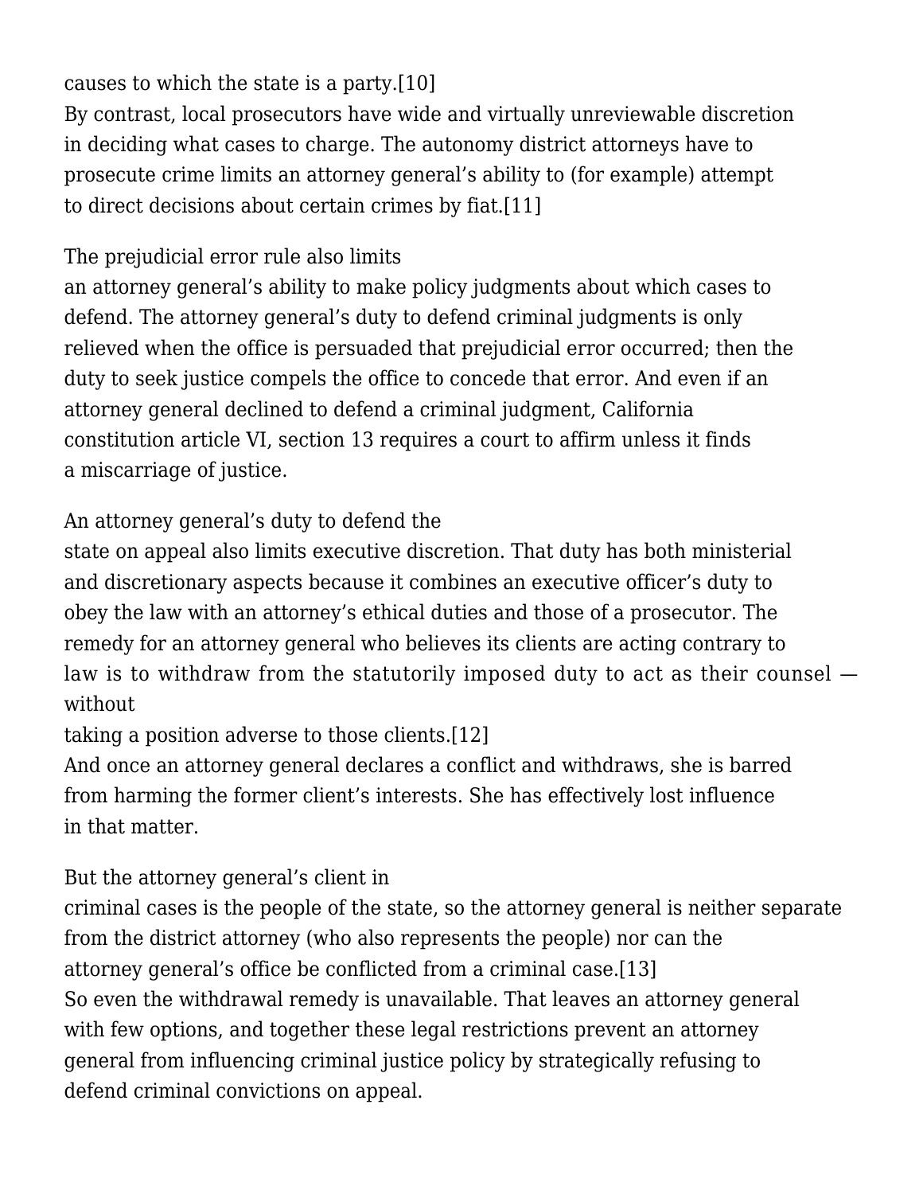causes to which the state is a party.[10]
By contrast, local prosecutors have wide and virtually unreviewable discretion in deciding what cases to charge. The autonomy district attorneys have to prosecute crime limits an attorney general's ability to (for example) attempt to direct decisions about certain crimes by fiat.[11]

The prejudicial error rule also limits an attorney general's ability to make policy judgments about which cases to defend. The attorney general's duty to defend criminal judgments is only relieved when the office is persuaded that prejudicial error occurred; then the duty to seek justice compels the office to concede that error. And even if an attorney general declined to defend a criminal judgment, California constitution article VI, section 13 requires a court to affirm unless it finds a miscarriage of justice.

An attorney general's duty to defend the state on appeal also limits executive discretion. That duty has both ministerial and discretionary aspects because it combines an executive officer's duty to obey the law with an attorney's ethical duties and those of a prosecutor. The remedy for an attorney general who believes its clients are acting contrary to law is to withdraw from the statutorily imposed duty to act as their counsel — without taking a position adverse to those clients.[12]
And once an attorney general declares a conflict and withdraws, she is barred from harming the former client's interests. She has effectively lost influence in that matter.

But the attorney general's client in criminal cases is the people of the state, so the attorney general is neither separate from the district attorney (who also represents the people) nor can the attorney general's office be conflicted from a criminal case.[13]
So even the withdrawal remedy is unavailable. That leaves an attorney general with few options, and together these legal restrictions prevent an attorney general from influencing criminal justice policy by strategically refusing to defend criminal convictions on appeal.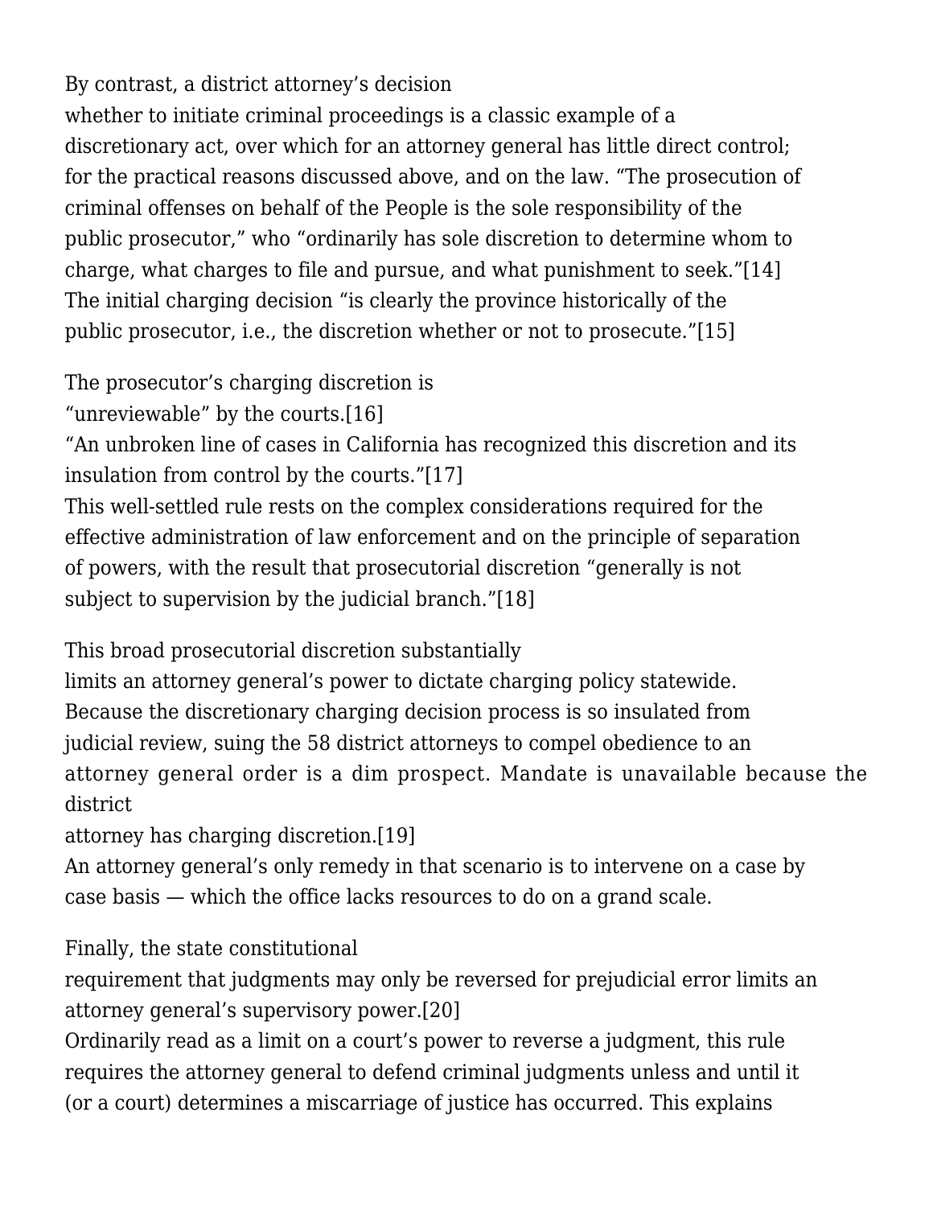By contrast, a district attorney's decision whether to initiate criminal proceedings is a classic example of a discretionary act, over which for an attorney general has little direct control; for the practical reasons discussed above, and on the law. "The prosecution of criminal offenses on behalf of the People is the sole responsibility of the public prosecutor," who "ordinarily has sole discretion to determine whom to charge, what charges to file and pursue, and what punishment to seek."[14] The initial charging decision "is clearly the province historically of the public prosecutor, i.e., the discretion whether or not to prosecute."[15]

The prosecutor's charging discretion is "unreviewable" by the courts.[16] "An unbroken line of cases in California has recognized this discretion and its insulation from control by the courts."[17] This well-settled rule rests on the complex considerations required for the effective administration of law enforcement and on the principle of separation of powers, with the result that prosecutorial discretion "generally is not subject to supervision by the judicial branch."[18]

This broad prosecutorial discretion substantially limits an attorney general's power to dictate charging policy statewide. Because the discretionary charging decision process is so insulated from judicial review, suing the 58 district attorneys to compel obedience to an attorney general order is a dim prospect. Mandate is unavailable because the district attorney has charging discretion.[19] An attorney general's only remedy in that scenario is to intervene on a case by case basis — which the office lacks resources to do on a grand scale.

Finally, the state constitutional requirement that judgments may only be reversed for prejudicial error limits an attorney general's supervisory power.[20] Ordinarily read as a limit on a court's power to reverse a judgment, this rule requires the attorney general to defend criminal judgments unless and until it (or a court) determines a miscarriage of justice has occurred. This explains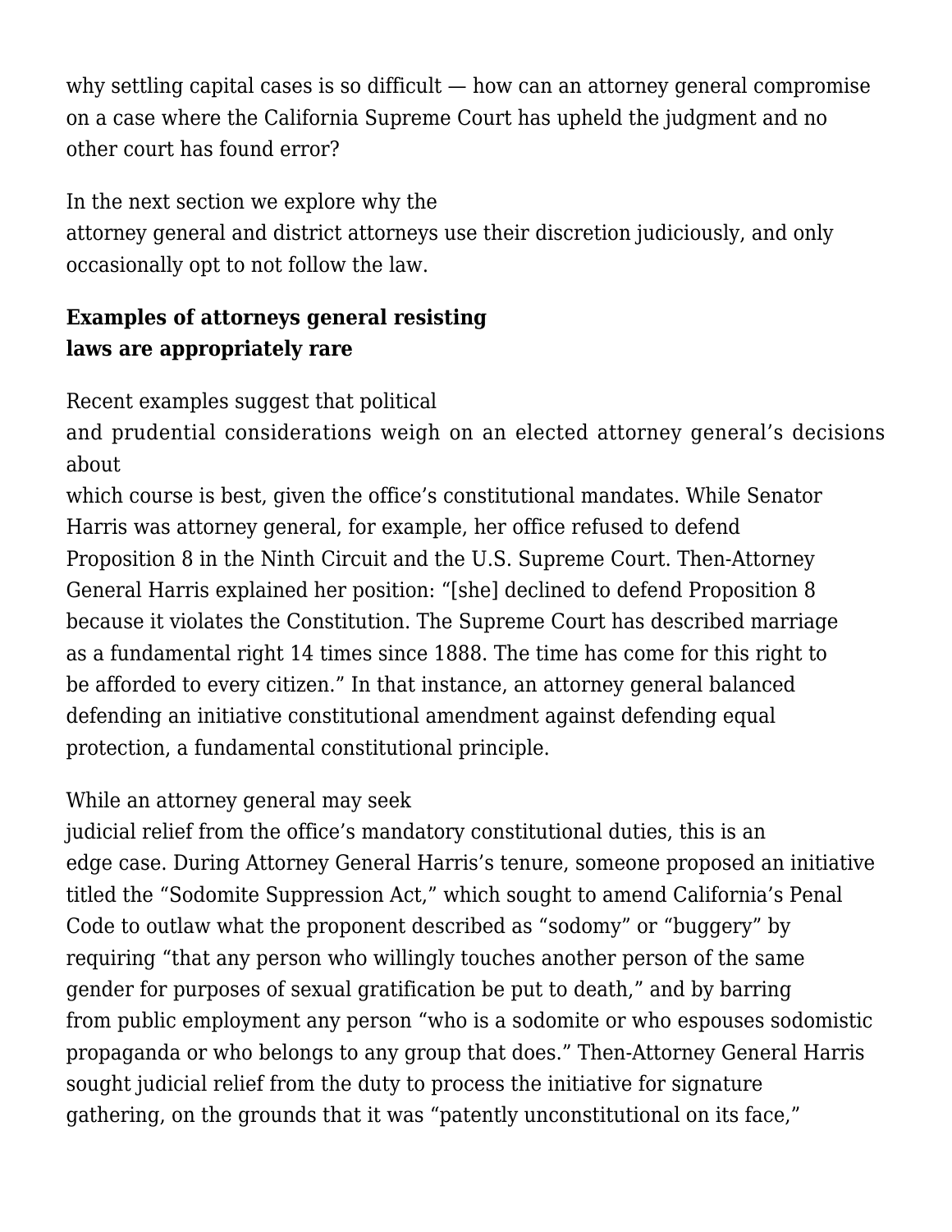why settling capital cases is so difficult — how can an attorney general compromise on a case where the California Supreme Court has upheld the judgment and no other court has found error?

In the next section we explore why the attorney general and district attorneys use their discretion judiciously, and only occasionally opt to not follow the law.

**Examples of attorneys general resisting laws are appropriately rare**

Recent examples suggest that political and prudential considerations weigh on an elected attorney general's decisions about which course is best, given the office's constitutional mandates. While Senator Harris was attorney general, for example, her office refused to defend Proposition 8 in the Ninth Circuit and the U.S. Supreme Court. Then-Attorney General Harris explained her position: "[she] declined to defend Proposition 8 because it violates the Constitution. The Supreme Court has described marriage as a fundamental right 14 times since 1888. The time has come for this right to be afforded to every citizen." In that instance, an attorney general balanced defending an initiative constitutional amendment against defending equal protection, a fundamental constitutional principle.

While an attorney general may seek judicial relief from the office's mandatory constitutional duties, this is an edge case. During Attorney General Harris's tenure, someone proposed an initiative titled the "Sodomite Suppression Act," which sought to amend California's Penal Code to outlaw what the proponent described as "sodomy" or "buggery" by requiring "that any person who willingly touches another person of the same gender for purposes of sexual gratification be put to death," and by barring from public employment any person "who is a sodomite or who espouses sodomistic propaganda or who belongs to any group that does." Then-Attorney General Harris sought judicial relief from the duty to process the initiative for signature gathering, on the grounds that it was "patently unconstitutional on its face,"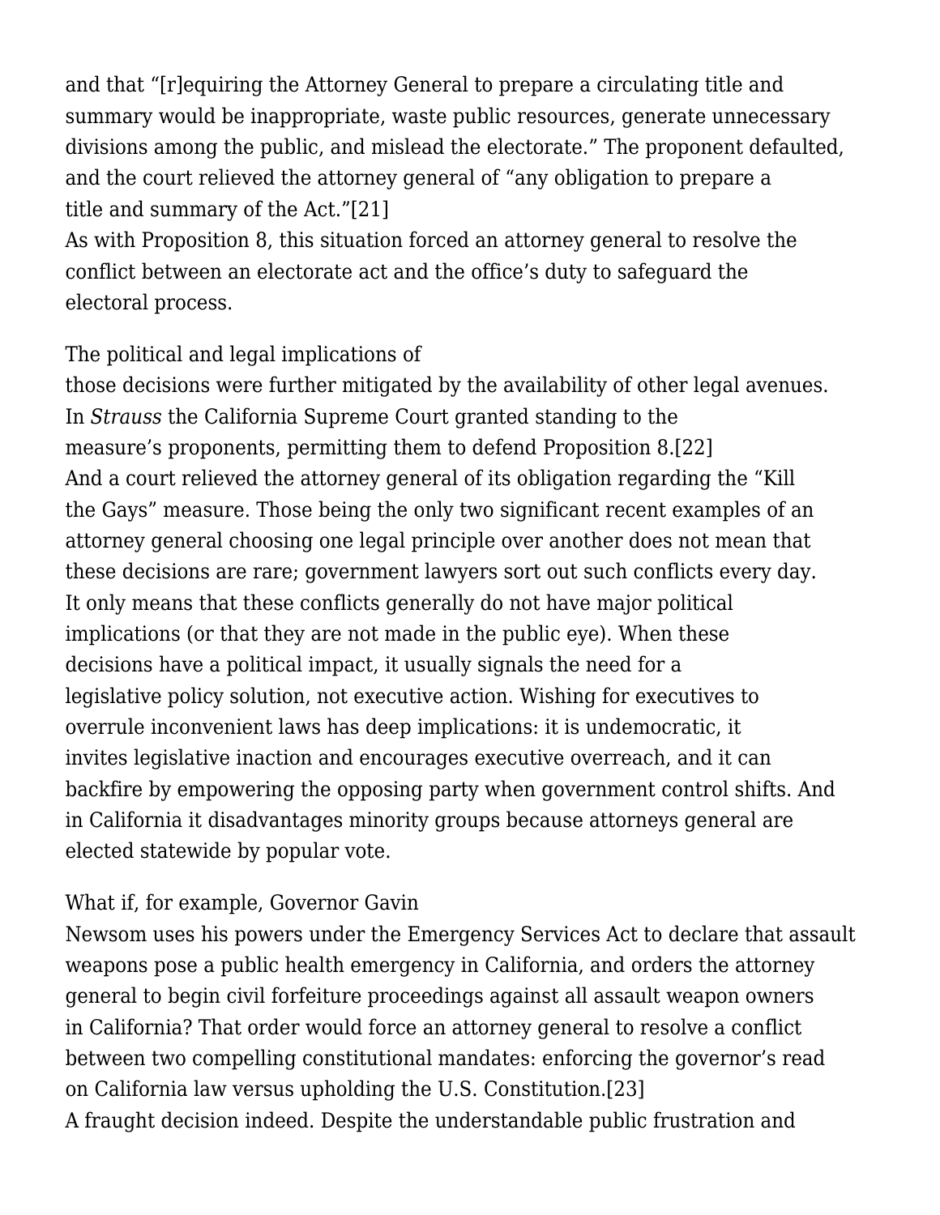and that "[r]equiring the Attorney General to prepare a circulating title and summary would be inappropriate, waste public resources, generate unnecessary divisions among the public, and mislead the electorate." The proponent defaulted, and the court relieved the attorney general of "any obligation to prepare a title and summary of the Act."[21]
As with Proposition 8, this situation forced an attorney general to resolve the conflict between an electorate act and the office's duty to safeguard the electoral process.

The political and legal implications of those decisions were further mitigated by the availability of other legal avenues. In *Strauss* the California Supreme Court granted standing to the measure's proponents, permitting them to defend Proposition 8.[22] And a court relieved the attorney general of its obligation regarding the "Kill the Gays" measure. Those being the only two significant recent examples of an attorney general choosing one legal principle over another does not mean that these decisions are rare; government lawyers sort out such conflicts every day. It only means that these conflicts generally do not have major political implications (or that they are not made in the public eye). When these decisions have a political impact, it usually signals the need for a legislative policy solution, not executive action. Wishing for executives to overrule inconvenient laws has deep implications: it is undemocratic, it invites legislative inaction and encourages executive overreach, and it can backfire by empowering the opposing party when government control shifts. And in California it disadvantages minority groups because attorneys general are elected statewide by popular vote.

What if, for example, Governor Gavin Newsom uses his powers under the Emergency Services Act to declare that assault weapons pose a public health emergency in California, and orders the attorney general to begin civil forfeiture proceedings against all assault weapon owners in California? That order would force an attorney general to resolve a conflict between two compelling constitutional mandates: enforcing the governor's read on California law versus upholding the U.S. Constitution.[23]
A fraught decision indeed. Despite the understandable public frustration and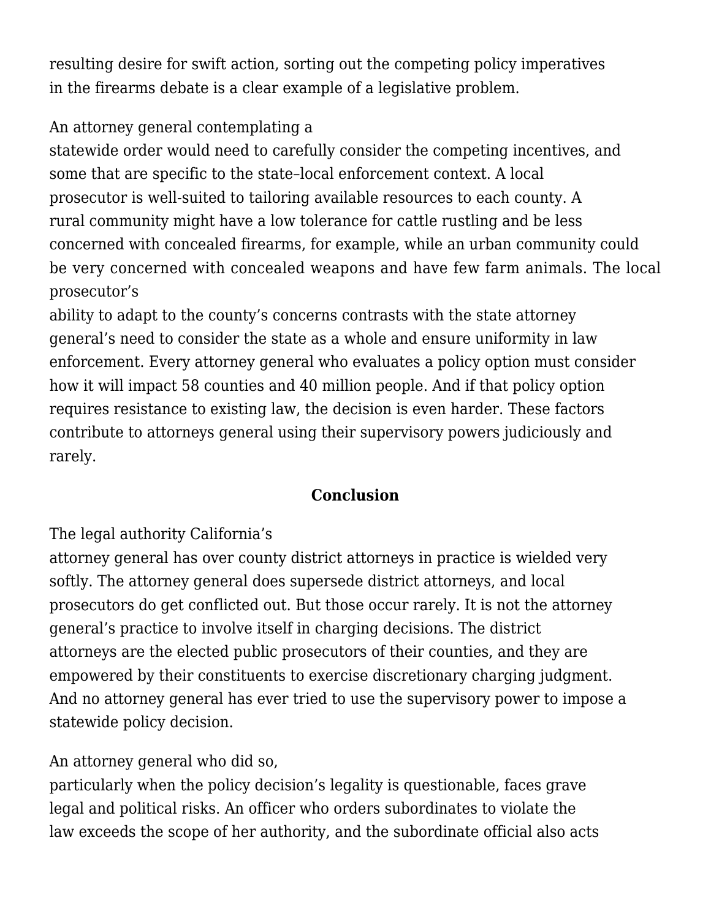resulting desire for swift action, sorting out the competing policy imperatives in the firearms debate is a clear example of a legislative problem.

An attorney general contemplating a statewide order would need to carefully consider the competing incentives, and some that are specific to the state–local enforcement context. A local prosecutor is well-suited to tailoring available resources to each county. A rural community might have a low tolerance for cattle rustling and be less concerned with concealed firearms, for example, while an urban community could be very concerned with concealed weapons and have few farm animals. The local prosecutor's ability to adapt to the county's concerns contrasts with the state attorney general's need to consider the state as a whole and ensure uniformity in law enforcement. Every attorney general who evaluates a policy option must consider how it will impact 58 counties and 40 million people. And if that policy option requires resistance to existing law, the decision is even harder. These factors contribute to attorneys general using their supervisory powers judiciously and rarely.

## Conclusion

The legal authority California's attorney general has over county district attorneys in practice is wielded very softly. The attorney general does supersede district attorneys, and local prosecutors do get conflicted out. But those occur rarely. It is not the attorney general's practice to involve itself in charging decisions. The district attorneys are the elected public prosecutors of their counties, and they are empowered by their constituents to exercise discretionary charging judgment. And no attorney general has ever tried to use the supervisory power to impose a statewide policy decision.

An attorney general who did so, particularly when the policy decision's legality is questionable, faces grave legal and political risks. An officer who orders subordinates to violate the law exceeds the scope of her authority, and the subordinate official also acts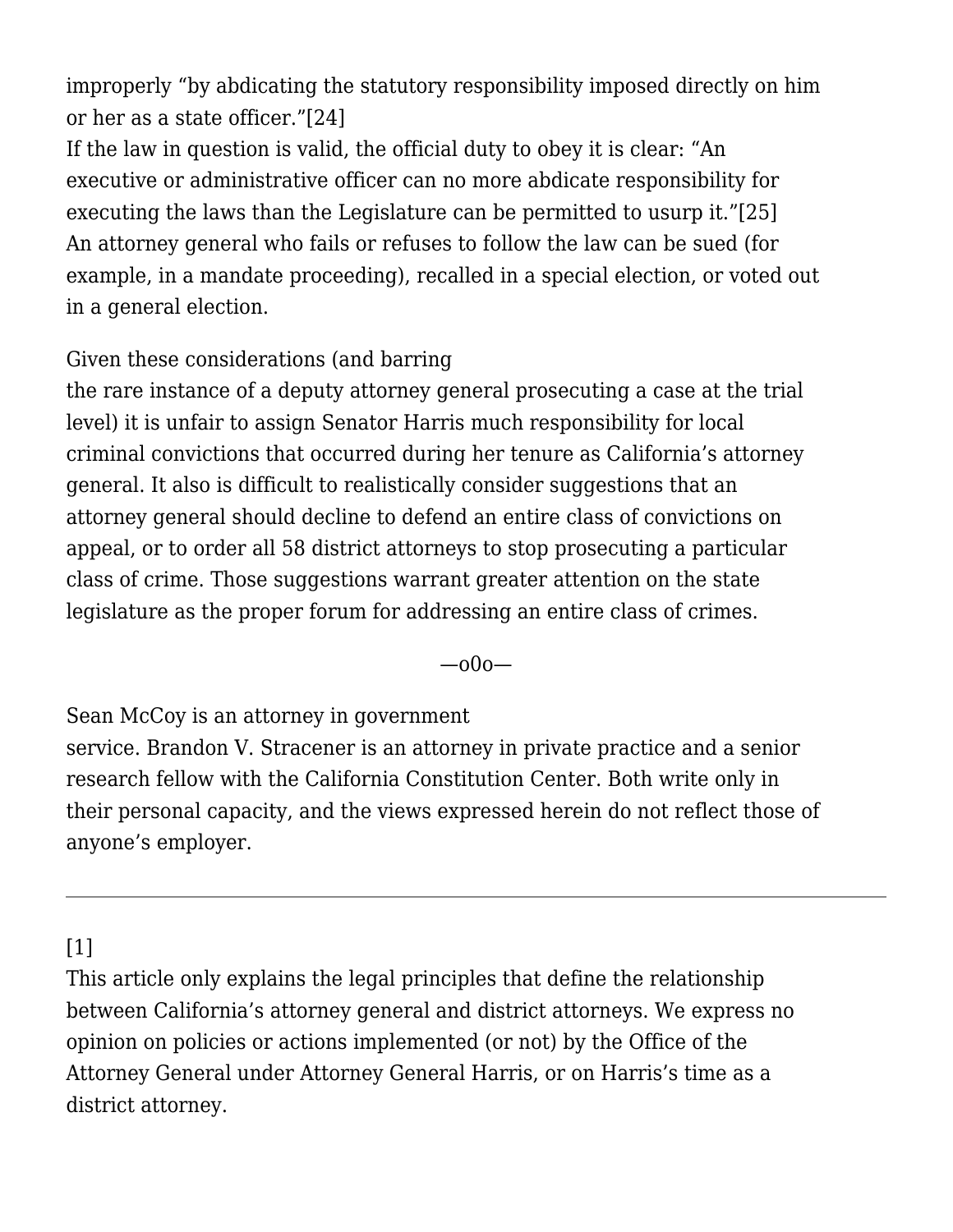improperly "by abdicating the statutory responsibility imposed directly on him or her as a state officer."[24]

If the law in question is valid, the official duty to obey it is clear: "An executive or administrative officer can no more abdicate responsibility for executing the laws than the Legislature can be permitted to usurp it."[25] An attorney general who fails or refuses to follow the law can be sued (for example, in a mandate proceeding), recalled in a special election, or voted out in a general election.

Given these considerations (and barring the rare instance of a deputy attorney general prosecuting a case at the trial level) it is unfair to assign Senator Harris much responsibility for local criminal convictions that occurred during her tenure as California's attorney general. It also is difficult to realistically consider suggestions that an attorney general should decline to defend an entire class of convictions on appeal, or to order all 58 district attorneys to stop prosecuting a particular class of crime. Those suggestions warrant greater attention on the state legislature as the proper forum for addressing an entire class of crimes.

—o0o—

Sean McCoy is an attorney in government service. Brandon V. Stracener is an attorney in private practice and a senior research fellow with the California Constitution Center. Both write only in their personal capacity, and the views expressed herein do not reflect those of anyone's employer.

---

[1]
This article only explains the legal principles that define the relationship between California's attorney general and district attorneys. We express no opinion on policies or actions implemented (or not) by the Office of the Attorney General under Attorney General Harris, or on Harris's time as a district attorney.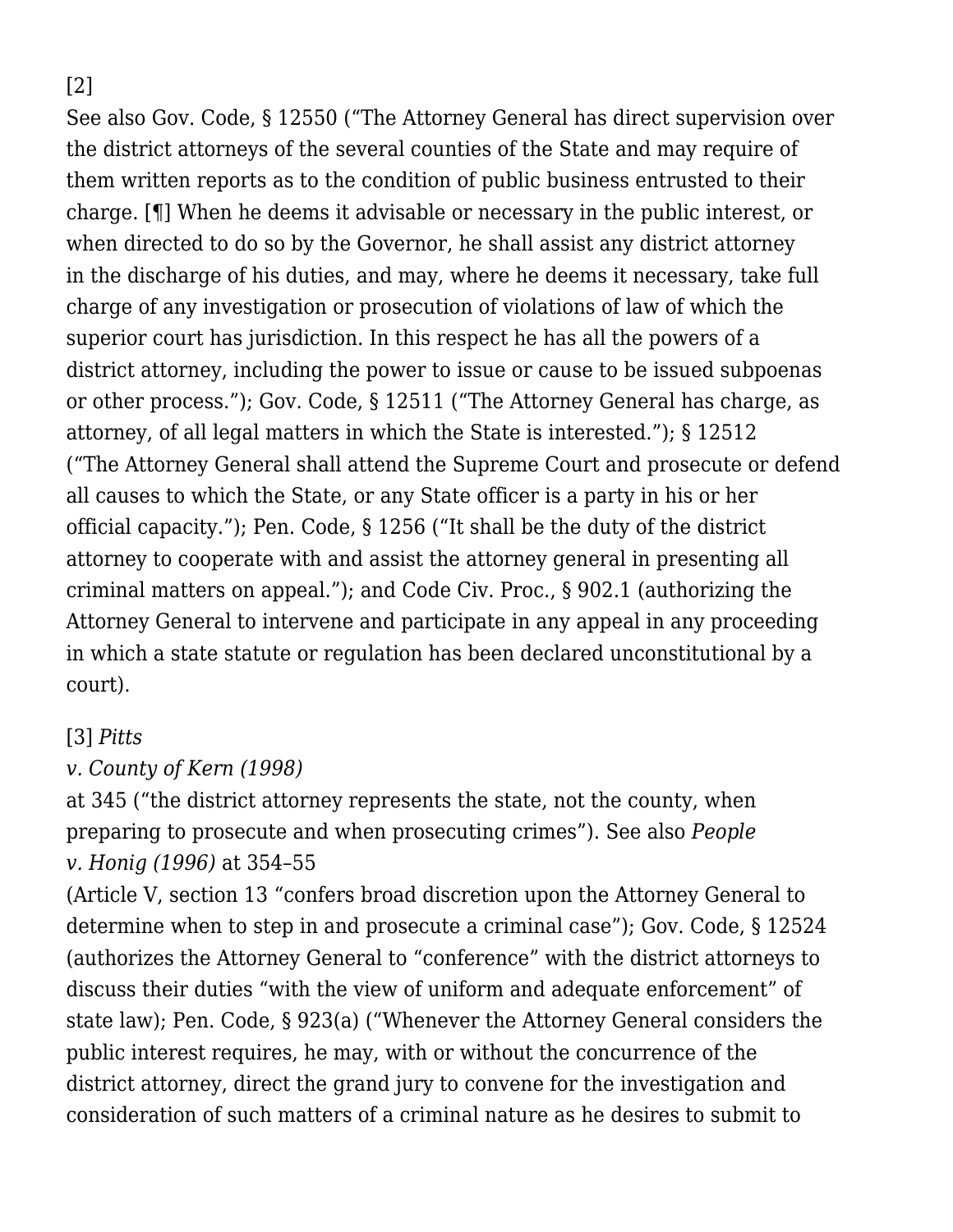[2]
See also Gov. Code, § 12550 ("The Attorney General has direct supervision over the district attorneys of the several counties of the State and may require of them written reports as to the condition of public business entrusted to their charge. [¶] When he deems it advisable or necessary in the public interest, or when directed to do so by the Governor, he shall assist any district attorney in the discharge of his duties, and may, where he deems it necessary, take full charge of any investigation or prosecution of violations of law of which the superior court has jurisdiction. In this respect he has all the powers of a district attorney, including the power to issue or cause to be issued subpoenas or other process."); Gov. Code, § 12511 ("The Attorney General has charge, as attorney, of all legal matters in which the State is interested."); § 12512 ("The Attorney General shall attend the Supreme Court and prosecute or defend all causes to which the State, or any State officer is a party in his or her official capacity."); Pen. Code, § 1256 ("It shall be the duty of the district attorney to cooperate with and assist the attorney general in presenting all criminal matters on appeal."); and Code Civ. Proc., § 902.1 (authorizing the Attorney General to intervene and participate in any appeal in any proceeding in which a state statute or regulation has been declared unconstitutional by a court).

[3] *Pitts v. County of Kern (1998)* at 345 ("the district attorney represents the state, not the county, when preparing to prosecute and when prosecuting crimes"). See also *People v. Honig (1996)* at 354–55 (Article V, section 13 "confers broad discretion upon the Attorney General to determine when to step in and prosecute a criminal case"); Gov. Code, § 12524 (authorizes the Attorney General to "conference" with the district attorneys to discuss their duties "with the view of uniform and adequate enforcement" of state law); Pen. Code, § 923(a) ("Whenever the Attorney General considers the public interest requires, he may, with or without the concurrence of the district attorney, direct the grand jury to convene for the investigation and consideration of such matters of a criminal nature as he desires to submit to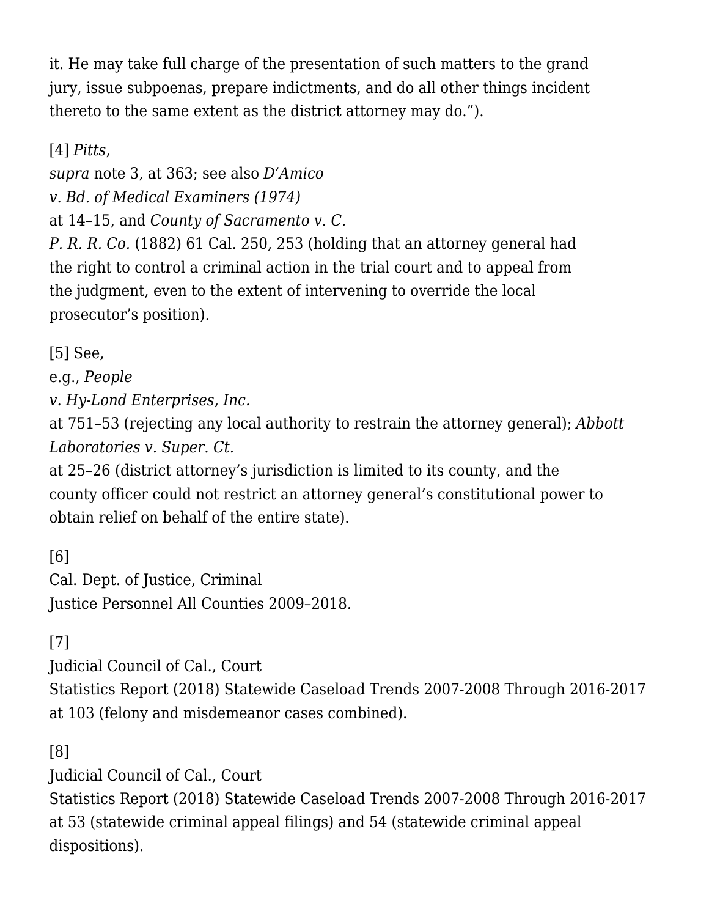it. He may take full charge of the presentation of such matters to the grand jury, issue subpoenas, prepare indictments, and do all other things incident thereto to the same extent as the district attorney may do.").

[4] *Pitts*, *supra* note 3, at 363; see also *D'Amico v. Bd. of Medical Examiners (1974)* at 14–15, and *County of Sacramento v. C. P. R. R. Co.* (1882) 61 Cal. 250, 253 (holding that an attorney general had the right to control a criminal action in the trial court and to appeal from the judgment, even to the extent of intervening to override the local prosecutor's position).

[5] See, e.g., *People v. Hy-Lond Enterprises, Inc.* at 751–53 (rejecting any local authority to restrain the attorney general); *Abbott Laboratories v. Super. Ct.* at 25–26 (district attorney's jurisdiction is limited to its county, and the county officer could not restrict an attorney general's constitutional power to obtain relief on behalf of the entire state).

[6] Cal. Dept. of Justice, Criminal Justice Personnel All Counties 2009–2018.

[7] Judicial Council of Cal., Court Statistics Report (2018) Statewide Caseload Trends 2007-2008 Through 2016-2017 at 103 (felony and misdemeanor cases combined).

[8] Judicial Council of Cal., Court Statistics Report (2018) Statewide Caseload Trends 2007-2008 Through 2016-2017 at 53 (statewide criminal appeal filings) and 54 (statewide criminal appeal dispositions).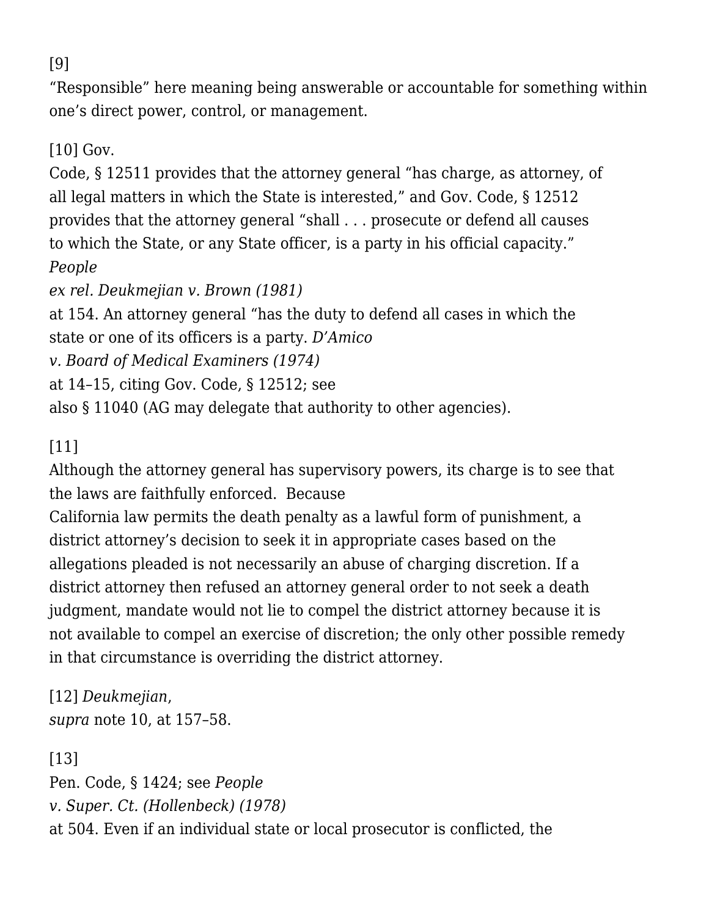[9] "Responsible" here meaning being answerable or accountable for something within one's direct power, control, or management.

[10] Gov. Code, § 12511 provides that the attorney general "has charge, as attorney, of all legal matters in which the State is interested," and Gov. Code, § 12512 provides that the attorney general "shall . . . prosecute or defend all causes to which the State, or any State officer, is a party in his official capacity." *People ex rel. Deukmejian v. Brown (1981)* at 154. An attorney general "has the duty to defend all cases in which the state or one of its officers is a party. *D'Amico v. Board of Medical Examiners (1974)* at 14–15, citing Gov. Code, § 12512; see also § 11040 (AG may delegate that authority to other agencies).

[11] Although the attorney general has supervisory powers, its charge is to see that the laws are faithfully enforced. Because California law permits the death penalty as a lawful form of punishment, a district attorney's decision to seek it in appropriate cases based on the allegations pleaded is not necessarily an abuse of charging discretion. If a district attorney then refused an attorney general order to not seek a death judgment, mandate would not lie to compel the district attorney because it is not available to compel an exercise of discretion; the only other possible remedy in that circumstance is overriding the district attorney.

[12] *Deukmejian*, *supra* note 10, at 157–58.

[13] Pen. Code, § 1424; see *People v. Super. Ct. (Hollenbeck) (1978)* at 504. Even if an individual state or local prosecutor is conflicted, the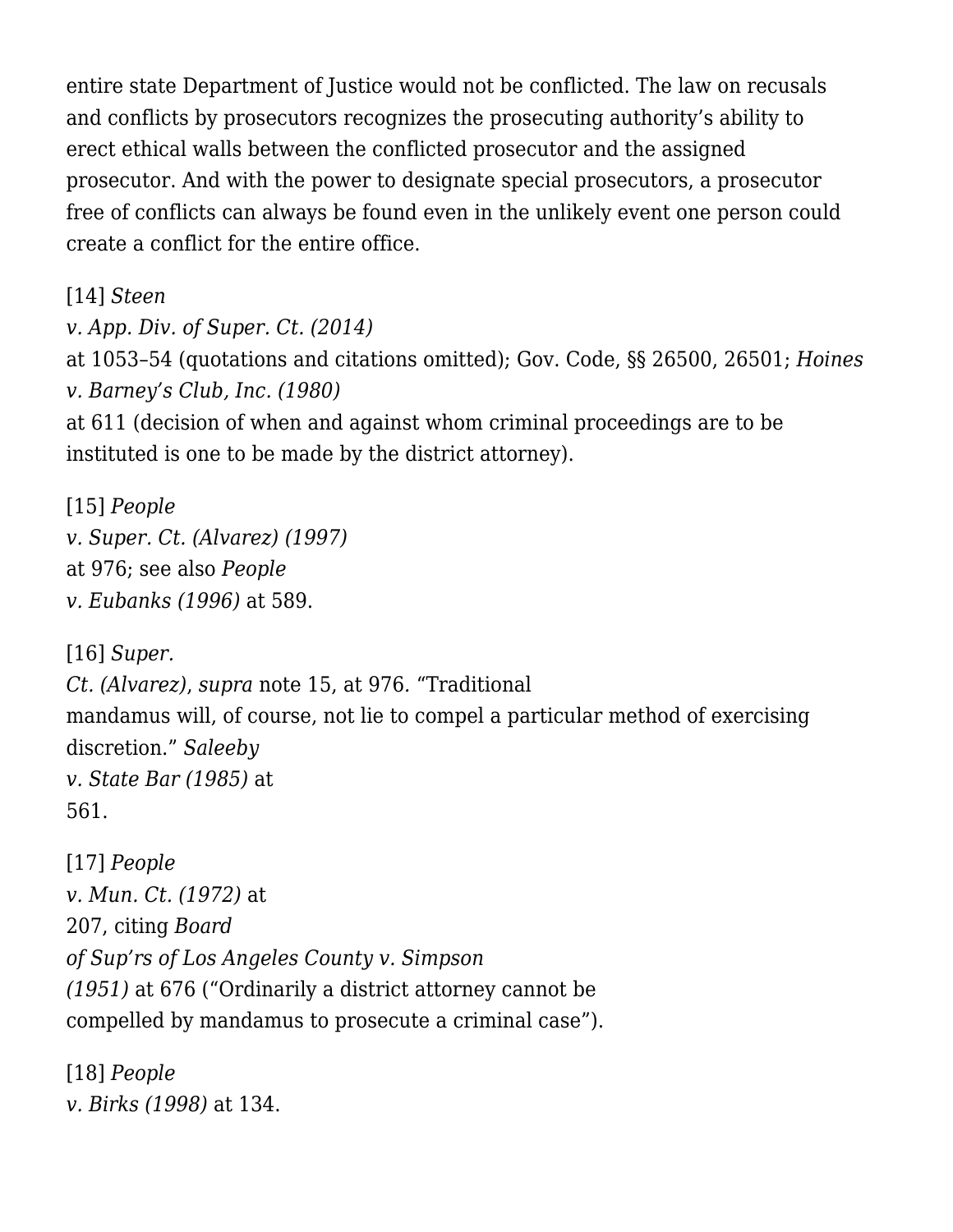entire state Department of Justice would not be conflicted. The law on recusals and conflicts by prosecutors recognizes the prosecuting authority's ability to erect ethical walls between the conflicted prosecutor and the assigned prosecutor. And with the power to designate special prosecutors, a prosecutor free of conflicts can always be found even in the unlikely event one person could create a conflict for the entire office.

[14] *Steen v. App. Div. of Super. Ct. (2014)* at 1053–54 (quotations and citations omitted); Gov. Code, §§ 26500, 26501; *Hoines v. Barney's Club, Inc. (1980)* at 611 (decision of when and against whom criminal proceedings are to be instituted is one to be made by the district attorney).

[15] *People v. Super. Ct. (Alvarez) (1997)* at 976; see also *People v. Eubanks (1996)* at 589.

[16] *Super. Ct. (Alvarez)*, *supra* note 15, at 976. "Traditional mandamus will, of course, not lie to compel a particular method of exercising discretion." *Saleeby v. State Bar (1985)* at 561.

[17] *People v. Mun. Ct. (1972)* at 207, citing *Board of Sup'rs of Los Angeles County v. Simpson (1951)* at 676 ("Ordinarily a district attorney cannot be compelled by mandamus to prosecute a criminal case").

[18] *People v. Birks (1998)* at 134.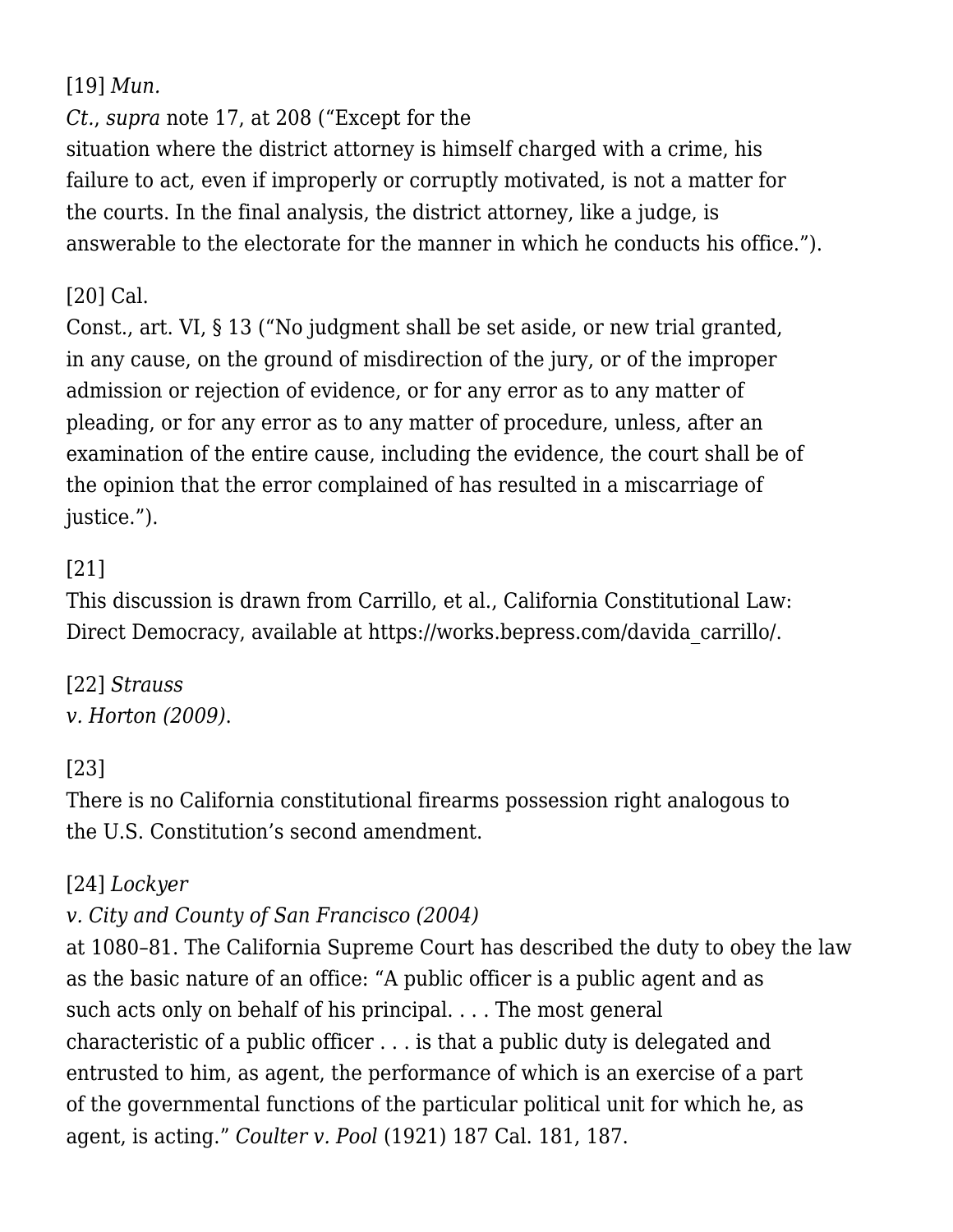[19] *Mun. Ct.*, *supra* note 17, at 208 ("Except for the situation where the district attorney is himself charged with a crime, his failure to act, even if improperly or corruptly motivated, is not a matter for the courts. In the final analysis, the district attorney, like a judge, is answerable to the electorate for the manner in which he conducts his office.").

[20] Cal. Const., art. VI, § 13 ("No judgment shall be set aside, or new trial granted, in any cause, on the ground of misdirection of the jury, or of the improper admission or rejection of evidence, or for any error as to any matter of pleading, or for any error as to any matter of procedure, unless, after an examination of the entire cause, including the evidence, the court shall be of the opinion that the error complained of has resulted in a miscarriage of justice.").

[21] This discussion is drawn from Carrillo, et al., California Constitutional Law: Direct Democracy, available at https://works.bepress.com/davida_carrillo/.

[22] *Strauss v. Horton (2009)*.

[23] There is no California constitutional firearms possession right analogous to the U.S. Constitution's second amendment.

[24] *Lockyer v. City and County of San Francisco (2004)* at 1080–81. The California Supreme Court has described the duty to obey the law as the basic nature of an office: "A public officer is a public agent and as such acts only on behalf of his principal. . . . The most general characteristic of a public officer . . . is that a public duty is delegated and entrusted to him, as agent, the performance of which is an exercise of a part of the governmental functions of the particular political unit for which he, as agent, is acting." *Coulter v. Pool* (1921) 187 Cal. 181, 187.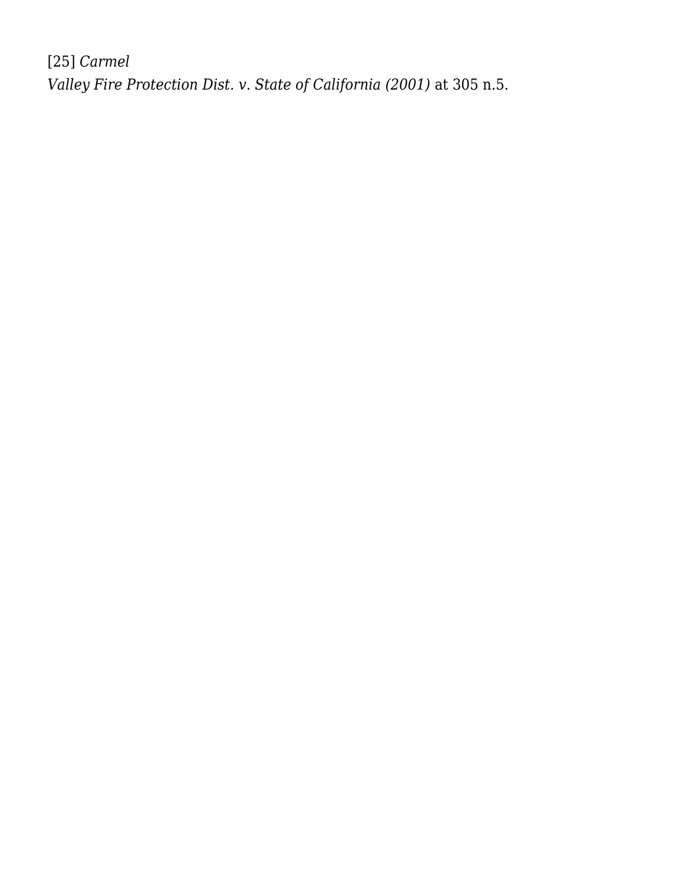[25] *Carmel Valley Fire Protection Dist. v. State of California (2001)* at 305 n.5.